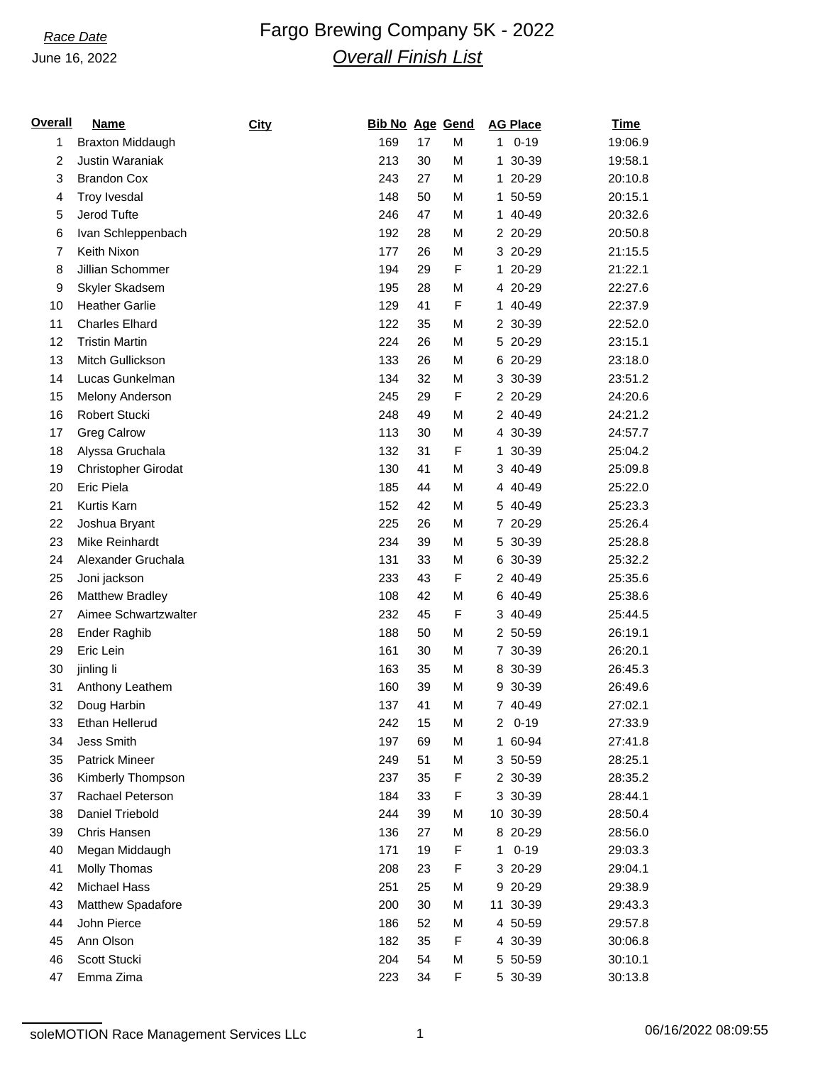*Race Date*
June 16, 2022

# Fargo Brewing Company 5K - 2022

## *Overall Finish List*

| Overall | Name | City | Bib No | Age | Gend | AG Place | | Time |
|---|---|---|---|---|---|---|---|---|
| 1 | Braxton Middaugh | | 169 | 17 | M | 1 | 0-19 | 19:06.9 |
| 2 | Justin Waraniak | | 213 | 30 | M | 1 | 30-39 | 19:58.1 |
| 3 | Brandon Cox | | 243 | 27 | M | 1 | 20-29 | 20:10.8 |
| 4 | Troy Ivesdal | | 148 | 50 | M | 1 | 50-59 | 20:15.1 |
| 5 | Jerod Tufte | | 246 | 47 | M | 1 | 40-49 | 20:32.6 |
| 6 | Ivan Schleppenbach | | 192 | 28 | M | 2 | 20-29 | 20:50.8 |
| 7 | Keith Nixon | | 177 | 26 | M | 3 | 20-29 | 21:15.5 |
| 8 | Jillian Schommer | | 194 | 29 | F | 1 | 20-29 | 21:22.1 |
| 9 | Skyler Skadsem | | 195 | 28 | M | 4 | 20-29 | 22:27.6 |
| 10 | Heather Garlie | | 129 | 41 | F | 1 | 40-49 | 22:37.9 |
| 11 | Charles Elhard | | 122 | 35 | M | 2 | 30-39 | 22:52.0 |
| 12 | Tristin Martin | | 224 | 26 | M | 5 | 20-29 | 23:15.1 |
| 13 | Mitch Gullickson | | 133 | 26 | M | 6 | 20-29 | 23:18.0 |
| 14 | Lucas Gunkelman | | 134 | 32 | M | 3 | 30-39 | 23:51.2 |
| 15 | Melony Anderson | | 245 | 29 | F | 2 | 20-29 | 24:20.6 |
| 16 | Robert Stucki | | 248 | 49 | M | 2 | 40-49 | 24:21.2 |
| 17 | Greg Calrow | | 113 | 30 | M | 4 | 30-39 | 24:57.7 |
| 18 | Alyssa Gruchala | | 132 | 31 | F | 1 | 30-39 | 25:04.2 |
| 19 | Christopher Girodat | | 130 | 41 | M | 3 | 40-49 | 25:09.8 |
| 20 | Eric Piela | | 185 | 44 | M | 4 | 40-49 | 25:22.0 |
| 21 | Kurtis Karn | | 152 | 42 | M | 5 | 40-49 | 25:23.3 |
| 22 | Joshua Bryant | | 225 | 26 | M | 7 | 20-29 | 25:26.4 |
| 23 | Mike Reinhardt | | 234 | 39 | M | 5 | 30-39 | 25:28.8 |
| 24 | Alexander Gruchala | | 131 | 33 | M | 6 | 30-39 | 25:32.2 |
| 25 | Joni jackson | | 233 | 43 | F | 2 | 40-49 | 25:35.6 |
| 26 | Matthew Bradley | | 108 | 42 | M | 6 | 40-49 | 25:38.6 |
| 27 | Aimee Schwartzwalter | | 232 | 45 | F | 3 | 40-49 | 25:44.5 |
| 28 | Ender Raghib | | 188 | 50 | M | 2 | 50-59 | 26:19.1 |
| 29 | Eric Lein | | 161 | 30 | M | 7 | 30-39 | 26:20.1 |
| 30 | jinling li | | 163 | 35 | M | 8 | 30-39 | 26:45.3 |
| 31 | Anthony Leathem | | 160 | 39 | M | 9 | 30-39 | 26:49.6 |
| 32 | Doug Harbin | | 137 | 41 | M | 7 | 40-49 | 27:02.1 |
| 33 | Ethan Hellerud | | 242 | 15 | M | 2 | 0-19 | 27:33.9 |
| 34 | Jess Smith | | 197 | 69 | M | 1 | 60-94 | 27:41.8 |
| 35 | Patrick Mineer | | 249 | 51 | M | 3 | 50-59 | 28:25.1 |
| 36 | Kimberly Thompson | | 237 | 35 | F | 2 | 30-39 | 28:35.2 |
| 37 | Rachael Peterson | | 184 | 33 | F | 3 | 30-39 | 28:44.1 |
| 38 | Daniel Triebold | | 244 | 39 | M | 10 | 30-39 | 28:50.4 |
| 39 | Chris Hansen | | 136 | 27 | M | 8 | 20-29 | 28:56.0 |
| 40 | Megan Middaugh | | 171 | 19 | F | 1 | 0-19 | 29:03.3 |
| 41 | Molly Thomas | | 208 | 23 | F | 3 | 20-29 | 29:04.1 |
| 42 | Michael Hass | | 251 | 25 | M | 9 | 20-29 | 29:38.9 |
| 43 | Matthew Spadafore | | 200 | 30 | M | 11 | 30-39 | 29:43.3 |
| 44 | John Pierce | | 186 | 52 | M | 4 | 50-59 | 29:57.8 |
| 45 | Ann Olson | | 182 | 35 | F | 4 | 30-39 | 30:06.8 |
| 46 | Scott Stucki | | 204 | 54 | M | 5 | 50-59 | 30:10.1 |
| 47 | Emma Zima | | 223 | 34 | F | 5 | 30-39 | 30:13.8 |

soleMOTION Race Management Services LLc — 06/16/2022 08:09:55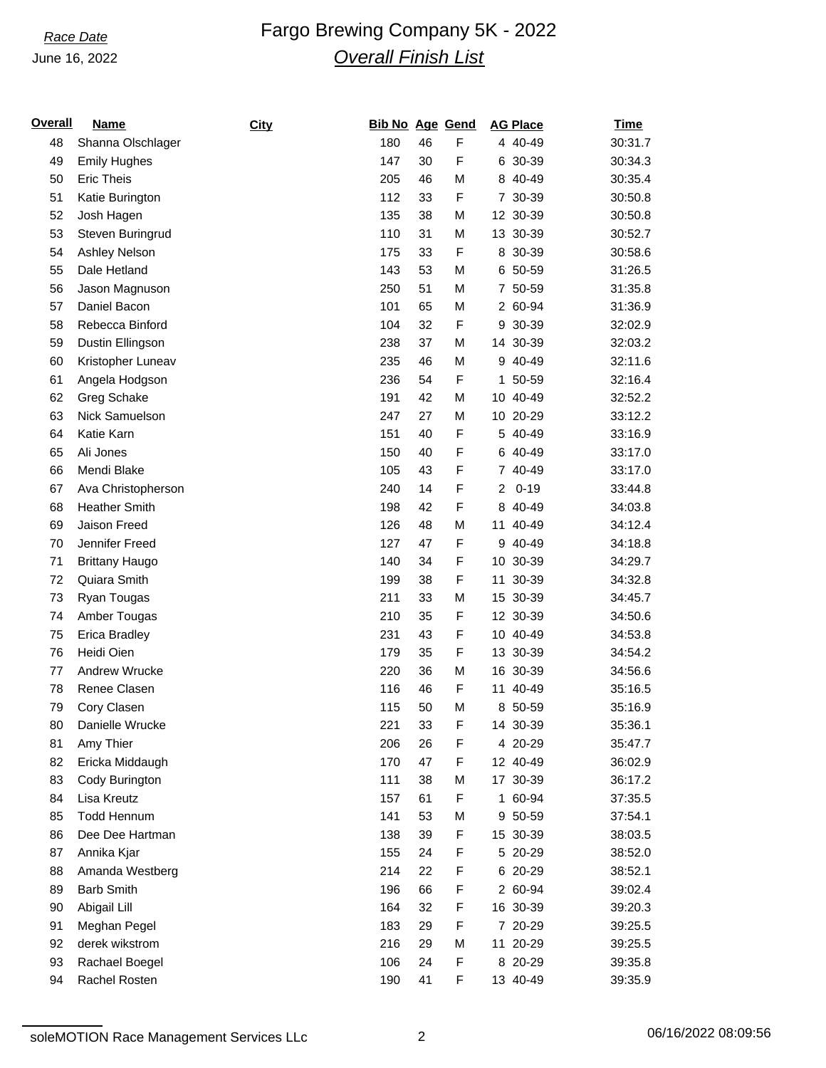*Race Date*
June 16, 2022

# Fargo Brewing Company 5K - 2022

## *Overall Finish List*

| Overall | Name | City | Bib No | Age | Gend | AG | Place | Time |
|---|---|---|---|---|---|---|---|---|
| 48 | Shanna Olschlager | | 180 | 46 | F | 4 | 40-49 | 30:31.7 |
| 49 | Emily Hughes | | 147 | 30 | F | 6 | 30-39 | 30:34.3 |
| 50 | Eric Theis | | 205 | 46 | M | 8 | 40-49 | 30:35.4 |
| 51 | Katie Burington | | 112 | 33 | F | 7 | 30-39 | 30:50.8 |
| 52 | Josh Hagen | | 135 | 38 | M | 12 | 30-39 | 30:50.8 |
| 53 | Steven Buringrud | | 110 | 31 | M | 13 | 30-39 | 30:52.7 |
| 54 | Ashley Nelson | | 175 | 33 | F | 8 | 30-39 | 30:58.6 |
| 55 | Dale Hetland | | 143 | 53 | M | 6 | 50-59 | 31:26.5 |
| 56 | Jason Magnuson | | 250 | 51 | M | 7 | 50-59 | 31:35.8 |
| 57 | Daniel Bacon | | 101 | 65 | M | 2 | 60-94 | 31:36.9 |
| 58 | Rebecca Binford | | 104 | 32 | F | 9 | 30-39 | 32:02.9 |
| 59 | Dustin Ellingson | | 238 | 37 | M | 14 | 30-39 | 32:03.2 |
| 60 | Kristopher Luneav | | 235 | 46 | M | 9 | 40-49 | 32:11.6 |
| 61 | Angela Hodgson | | 236 | 54 | F | 1 | 50-59 | 32:16.4 |
| 62 | Greg Schake | | 191 | 42 | M | 10 | 40-49 | 32:52.2 |
| 63 | Nick Samuelson | | 247 | 27 | M | 10 | 20-29 | 33:12.2 |
| 64 | Katie Karn | | 151 | 40 | F | 5 | 40-49 | 33:16.9 |
| 65 | Ali Jones | | 150 | 40 | F | 6 | 40-49 | 33:17.0 |
| 66 | Mendi Blake | | 105 | 43 | F | 7 | 40-49 | 33:17.0 |
| 67 | Ava Christopherson | | 240 | 14 | F | 2 | 0-19 | 33:44.8 |
| 68 | Heather Smith | | 198 | 42 | F | 8 | 40-49 | 34:03.8 |
| 69 | Jaison Freed | | 126 | 48 | M | 11 | 40-49 | 34:12.4 |
| 70 | Jennifer Freed | | 127 | 47 | F | 9 | 40-49 | 34:18.8 |
| 71 | Brittany Haugo | | 140 | 34 | F | 10 | 30-39 | 34:29.7 |
| 72 | Quiara Smith | | 199 | 38 | F | 11 | 30-39 | 34:32.8 |
| 73 | Ryan Tougas | | 211 | 33 | M | 15 | 30-39 | 34:45.7 |
| 74 | Amber Tougas | | 210 | 35 | F | 12 | 30-39 | 34:50.6 |
| 75 | Erica Bradley | | 231 | 43 | F | 10 | 40-49 | 34:53.8 |
| 76 | Heidi Oien | | 179 | 35 | F | 13 | 30-39 | 34:54.2 |
| 77 | Andrew Wrucke | | 220 | 36 | M | 16 | 30-39 | 34:56.6 |
| 78 | Renee Clasen | | 116 | 46 | F | 11 | 40-49 | 35:16.5 |
| 79 | Cory Clasen | | 115 | 50 | M | 8 | 50-59 | 35:16.9 |
| 80 | Danielle Wrucke | | 221 | 33 | F | 14 | 30-39 | 35:36.1 |
| 81 | Amy Thier | | 206 | 26 | F | 4 | 20-29 | 35:47.7 |
| 82 | Ericka Middaugh | | 170 | 47 | F | 12 | 40-49 | 36:02.9 |
| 83 | Cody Burington | | 111 | 38 | M | 17 | 30-39 | 36:17.2 |
| 84 | Lisa Kreutz | | 157 | 61 | F | 1 | 60-94 | 37:35.5 |
| 85 | Todd Hennum | | 141 | 53 | M | 9 | 50-59 | 37:54.1 |
| 86 | Dee Dee Hartman | | 138 | 39 | F | 15 | 30-39 | 38:03.5 |
| 87 | Annika Kjar | | 155 | 24 | F | 5 | 20-29 | 38:52.0 |
| 88 | Amanda Westberg | | 214 | 22 | F | 6 | 20-29 | 38:52.1 |
| 89 | Barb Smith | | 196 | 66 | F | 2 | 60-94 | 39:02.4 |
| 90 | Abigail Lill | | 164 | 32 | F | 16 | 30-39 | 39:20.3 |
| 91 | Meghan Pegel | | 183 | 29 | F | 7 | 20-29 | 39:25.5 |
| 92 | derek wikstrom | | 216 | 29 | M | 11 | 20-29 | 39:25.5 |
| 93 | Rachael Boegel | | 106 | 24 | F | 8 | 20-29 | 39:35.8 |
| 94 | Rachel Rosten | | 190 | 41 | F | 13 | 40-49 | 39:35.9 |

soleMOTION Race Management Services LLc    06/16/2022 08:09:56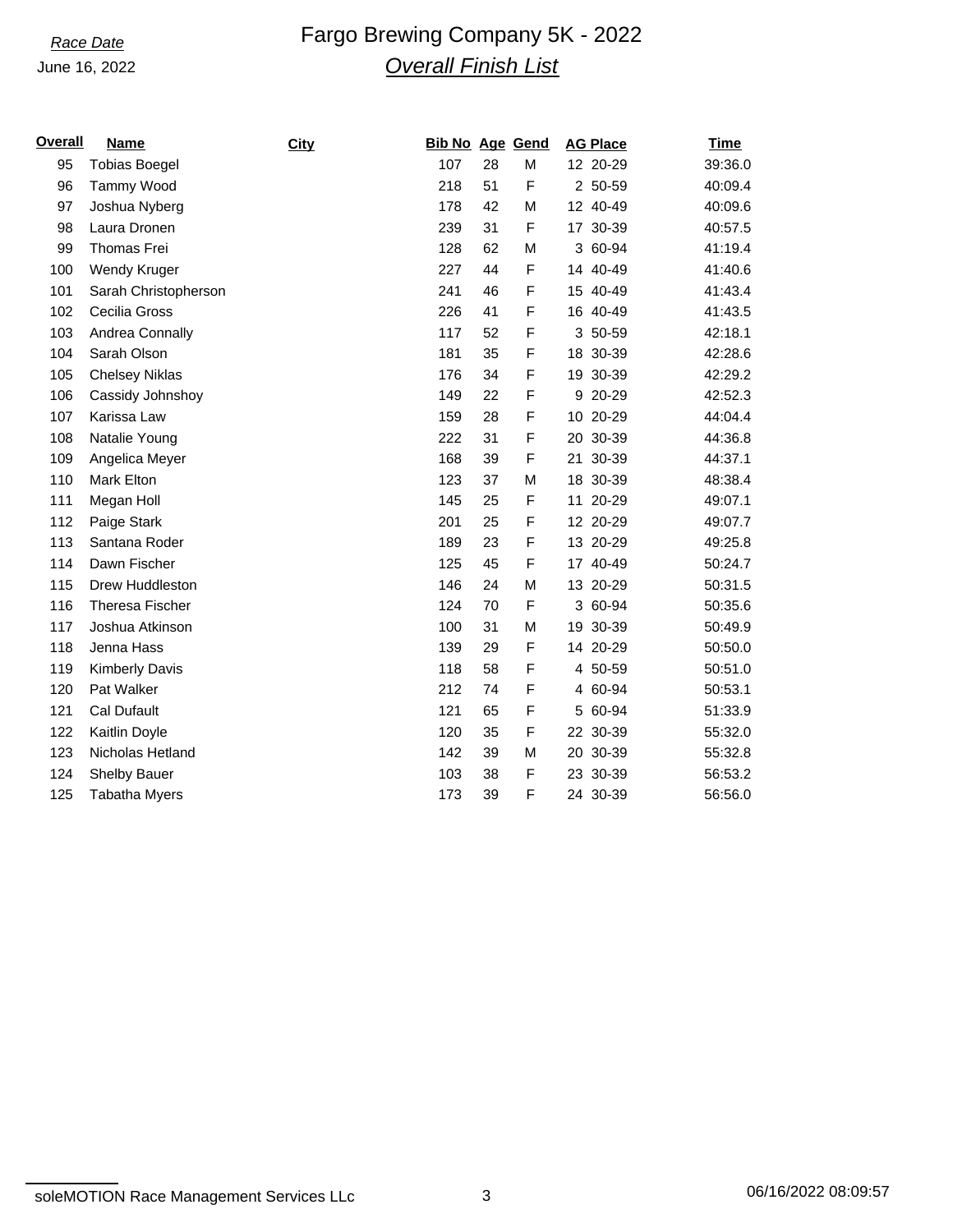*Race Date*

June 16, 2022

# Fargo Brewing Company 5K - 2022

## *Overall Finish List*

| Overall | Name | City | Bib No | Age | Gend | AG Place | | Time |
|---|---|---|---|---|---|---|---|---|
| 95 | Tobias Boegel | | 107 | 28 | M | 12 | 20-29 | 39:36.0 |
| 96 | Tammy Wood | | 218 | 51 | F | 2 | 50-59 | 40:09.4 |
| 97 | Joshua Nyberg | | 178 | 42 | M | 12 | 40-49 | 40:09.6 |
| 98 | Laura Dronen | | 239 | 31 | F | 17 | 30-39 | 40:57.5 |
| 99 | Thomas Frei | | 128 | 62 | M | 3 | 60-94 | 41:19.4 |
| 100 | Wendy Kruger | | 227 | 44 | F | 14 | 40-49 | 41:40.6 |
| 101 | Sarah Christopherson | | 241 | 46 | F | 15 | 40-49 | 41:43.4 |
| 102 | Cecilia Gross | | 226 | 41 | F | 16 | 40-49 | 41:43.5 |
| 103 | Andrea Connally | | 117 | 52 | F | 3 | 50-59 | 42:18.1 |
| 104 | Sarah Olson | | 181 | 35 | F | 18 | 30-39 | 42:28.6 |
| 105 | Chelsey Niklas | | 176 | 34 | F | 19 | 30-39 | 42:29.2 |
| 106 | Cassidy Johnshoy | | 149 | 22 | F | 9 | 20-29 | 42:52.3 |
| 107 | Karissa Law | | 159 | 28 | F | 10 | 20-29 | 44:04.4 |
| 108 | Natalie Young | | 222 | 31 | F | 20 | 30-39 | 44:36.8 |
| 109 | Angelica Meyer | | 168 | 39 | F | 21 | 30-39 | 44:37.1 |
| 110 | Mark Elton | | 123 | 37 | M | 18 | 30-39 | 48:38.4 |
| 111 | Megan Holl | | 145 | 25 | F | 11 | 20-29 | 49:07.1 |
| 112 | Paige Stark | | 201 | 25 | F | 12 | 20-29 | 49:07.7 |
| 113 | Santana Roder | | 189 | 23 | F | 13 | 20-29 | 49:25.8 |
| 114 | Dawn Fischer | | 125 | 45 | F | 17 | 40-49 | 50:24.7 |
| 115 | Drew Huddleston | | 146 | 24 | M | 13 | 20-29 | 50:31.5 |
| 116 | Theresa Fischer | | 124 | 70 | F | 3 | 60-94 | 50:35.6 |
| 117 | Joshua Atkinson | | 100 | 31 | M | 19 | 30-39 | 50:49.9 |
| 118 | Jenna Hass | | 139 | 29 | F | 14 | 20-29 | 50:50.0 |
| 119 | Kimberly Davis | | 118 | 58 | F | 4 | 50-59 | 50:51.0 |
| 120 | Pat Walker | | 212 | 74 | F | 4 | 60-94 | 50:53.1 |
| 121 | Cal Dufault | | 121 | 65 | F | 5 | 60-94 | 51:33.9 |
| 122 | Kaitlin Doyle | | 120 | 35 | F | 22 | 30-39 | 55:32.0 |
| 123 | Nicholas Hetland | | 142 | 39 | M | 20 | 30-39 | 55:32.8 |
| 124 | Shelby Bauer | | 103 | 38 | F | 23 | 30-39 | 56:53.2 |
| 125 | Tabatha Myers | | 173 | 39 | F | 24 | 30-39 | 56:56.0 |

soleMOTION Race Management Services LLc

06/16/2022 08:09:57